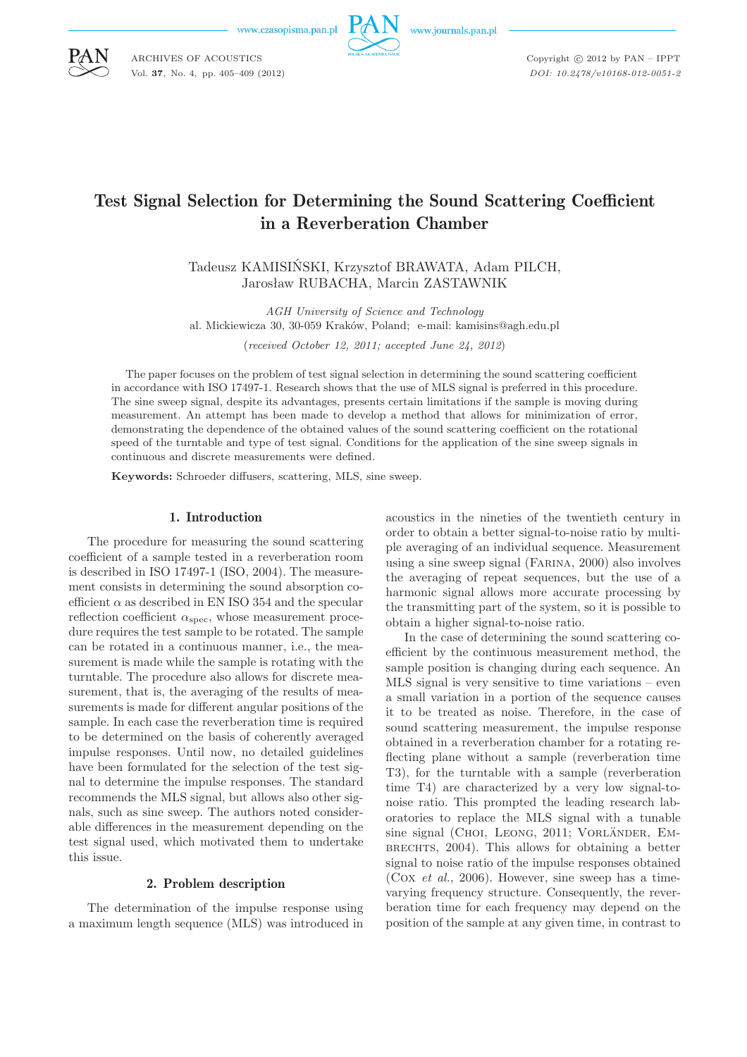# Test Signal Selection for Determining the Sound Scattering Coefficient in a Reverberation Chamber

Tadeusz KAMISIŃSKI, Krzysztof BRAWATA, Adam PILCH, Jarosław RUBACHA, Marcin ZASTAWNIK

*AGH University of Science and Technology*
al. Mickiewicza 30, 30-059 Kraków, Poland; e-mail: kamisins@agh.edu.pl

(*received October 12, 2011; accepted June 24, 2012*)

The paper focuses on the problem of test signal selection in determining the sound scattering coefficient in accordance with ISO 17497-1. Research shows that the use of MLS signal is preferred in this procedure. The sine sweep signal, despite its advantages, presents certain limitations if the sample is moving during measurement. An attempt has been made to develop a method that allows for minimization of error, demonstrating the dependence of the obtained values of the sound scattering coefficient on the rotational speed of the turntable and type of test signal. Conditions for the application of the sine sweep signals in continuous and discrete measurements were defined.

**Keywords:** Schroeder diffusers, scattering, MLS, sine sweep.

## 1. Introduction

The procedure for measuring the sound scattering coefficient of a sample tested in a reverberation room is described in ISO 17497-1 (ISO, 2004). The measurement consists in determining the sound absorption coefficient $\alpha$ as described in EN ISO 354 and the specular reflection coefficient $\alpha_{\text{spec}}$, whose measurement procedure requires the test sample to be rotated. The sample can be rotated in a continuous manner, i.e., the measurement is made while the sample is rotating with the turntable. The procedure also allows for discrete measurement, that is, the averaging of the results of measurements is made for different angular positions of the sample. In each case the reverberation time is required to be determined on the basis of coherently averaged impulse responses. Until now, no detailed guidelines have been formulated for the selection of the test signal to determine the impulse responses. The standard recommends the MLS signal, but allows also other signals, such as sine sweep. The authors noted considerable differences in the measurement depending on the test signal used, which motivated them to undertake this issue.

## 2. Problem description

The determination of the impulse response using a maximum length sequence (MLS) was introduced in acoustics in the nineties of the twentieth century in order to obtain a better signal-to-noise ratio by multiple averaging of an individual sequence. Measurement using a sine sweep signal (Farina, 2000) also involves the averaging of repeat sequences, but the use of a harmonic signal allows more accurate processing by the transmitting part of the system, so it is possible to obtain a higher signal-to-noise ratio.

In the case of determining the sound scattering coefficient by the continuous measurement method, the sample position is changing during each sequence. An MLS signal is very sensitive to time variations – even a small variation in a portion of the sequence causes it to be treated as noise. Therefore, in the case of sound scattering measurement, the impulse response obtained in a reverberation chamber for a rotating reflecting plane without a sample (reverberation time T3), for the turntable with a sample (reverberation time T4) are characterized by a very low signal-to-noise ratio. This prompted the leading research laboratories to replace the MLS signal with a tunable sine signal (Choi, Leong, 2011; Vorländer, Embrechts, 2004). This allows for obtaining a better signal to noise ratio of the impulse responses obtained (Cox *et al.*, 2006). However, sine sweep has a time-varying frequency structure. Consequently, the reverberation time for each frequency may depend on the position of the sample at any given time, in contrast to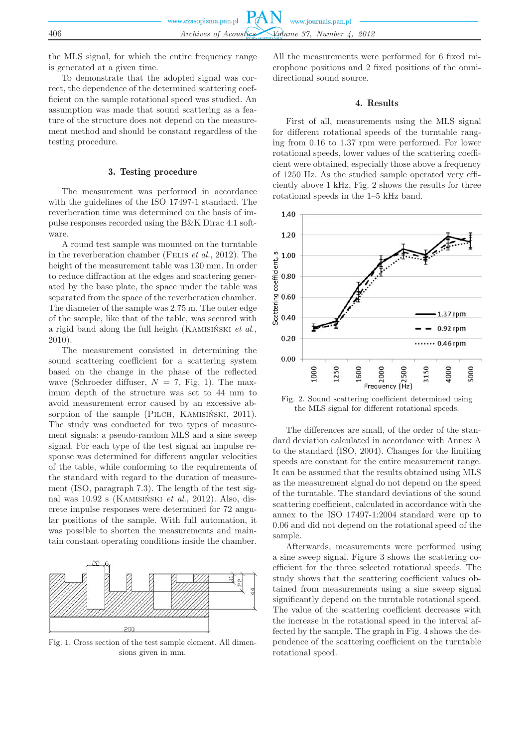the MLS signal, for which the entire frequency range is generated at a given time.

To demonstrate that the adopted signal was correct, the dependence of the determined scattering coefficient on the sample rotational speed was studied. An assumption was made that sound scattering as a feature of the structure does not depend on the measurement method and should be constant regardless of the testing procedure.

## 3. Testing procedure

The measurement was performed in accordance with the guidelines of the ISO 17497-1 standard. The reverberation time was determined on the basis of impulse responses recorded using the B&K Dirac 4.1 software.

A round test sample was mounted on the turntable in the reverberation chamber (Felis *et al.*, 2012). The height of the measurement table was 130 mm. In order to reduce diffraction at the edges and scattering generated by the base plate, the space under the table was separated from the space of the reverberation chamber. The diameter of the sample was 2.75 m. The outer edge of the sample, like that of the table, was secured with a rigid band along the full height (Kamisiński *et al.*, 2010).

The measurement consisted in determining the sound scattering coefficient for a scattering system based on the change in the phase of the reflected wave (Schroeder diffuser, $N = 7$, Fig. 1). The maximum depth of the structure was set to 44 mm to avoid measurement error caused by an excessive absorption of the sample (Pilch, Kamisiński, 2011). The study was conducted for two types of measurement signals: a pseudo-random MLS and a sine sweep signal. For each type of the test signal an impulse response was determined for different angular velocities of the table, while conforming to the requirements of the standard with regard to the duration of measurement (ISO, paragraph 7.3). The length of the test signal was 10.92 s (Kamisiński *et al.*, 2012). Also, discrete impulse responses were determined for 72 angular positions of the sample. With full automation, it was possible to shorten the measurements and maintain constant operating conditions inside the chamber.

Fig. 1. Cross section of the test sample element. All dimensions given in mm.

All the measurements were performed for 6 fixed microphone positions and 2 fixed positions of the omnidirectional sound source.

## 4. Results

First of all, measurements using the MLS signal for different rotational speeds of the turntable ranging from 0.16 to 1.37 rpm were performed. For lower rotational speeds, lower values of the scattering coefficient were obtained, especially those above a frequency of 1250 Hz. As the studied sample operated very efficiently above 1 kHz, Fig. 2 shows the results for three rotational speeds in the 1–5 kHz band.

Fig. 2. Sound scattering coefficient determined using the MLS signal for different rotational speeds.

The differences are small, of the order of the standard deviation calculated in accordance with Annex A to the standard (ISO, 2004). Changes for the limiting speeds are constant for the entire measurement range. It can be assumed that the results obtained using MLS as the measurement signal do not depend on the speed of the turntable. The standard deviations of the sound scattering coefficient, calculated in accordance with the annex to the ISO 17497-1:2004 standard were up to 0.06 and did not depend on the rotational speed of the sample.

Afterwards, measurements were performed using a sine sweep signal. Figure 3 shows the scattering coefficient for the three selected rotational speeds. The study shows that the scattering coefficient values obtained from measurements using a sine sweep signal significantly depend on the turntable rotational speed. The value of the scattering coefficient decreases with the increase in the rotational speed in the interval affected by the sample. The graph in Fig. 4 shows the dependence of the scattering coefficient on the turntable rotational speed.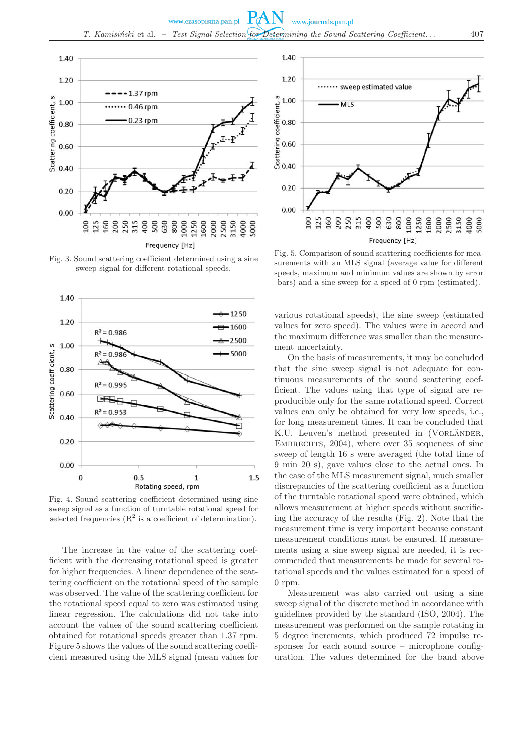Fig. 3. Sound scattering coefficient determined using a sine sweep signal for different rotational speeds.

Fig. 5. Comparison of sound scattering coefficients for measurements with an MLS signal (average value for different speeds, maximum and minimum values are shown by error bars) and a sine sweep for a speed of 0 rpm (estimated).

Fig. 4. Sound scattering coefficient determined using sine sweep signal as a function of turntable rotational speed for selected frequencies ($R^2$ is a coefficient of determination).

The increase in the value of the scattering coefficient with the decreasing rotational speed is greater for higher frequencies. A linear dependence of the scattering coefficient on the rotational speed of the sample was observed. The value of the scattering coefficient for the rotational speed equal to zero was estimated using linear regression. The calculations did not take into account the values of the sound scattering coefficient obtained for rotational speeds greater than 1.37 rpm. Figure 5 shows the values of the sound scattering coefficient measured using the MLS signal (mean values for various rotational speeds), the sine sweep (estimated values for zero speed). The values were in accord and the maximum difference was smaller than the measurement uncertainty.

On the basis of measurements, it may be concluded that the sine sweep signal is not adequate for continuous measurements of the sound scattering coefficient. The values using that type of signal are reproducible only for the same rotational speed. Correct values can only be obtained for very low speeds, i.e., for long measurement times. It can be concluded that K.U. Leuven's method presented in (Vorländer, Embrechts, 2004), where over 35 sequences of sine sweep of length 16 s were averaged (the total time of 9 min 20 s), gave values close to the actual ones. In the case of the MLS measurement signal, much smaller discrepancies of the scattering coefficient as a function of the turntable rotational speed were obtained, which allows measurement at higher speeds without sacrificing the accuracy of the results (Fig. 2). Note that the measurement time is very important because constant measurement conditions must be ensured. If measurements using a sine sweep signal are needed, it is recommended that measurements be made for several rotational speeds and the values estimated for a speed of 0 rpm.

Measurement was also carried out using a sine sweep signal of the discrete method in accordance with guidelines provided by the standard (ISO, 2004). The measurement was performed on the sample rotating in 5 degree increments, which produced 72 impulse responses for each sound source – microphone configuration. The values determined for the band above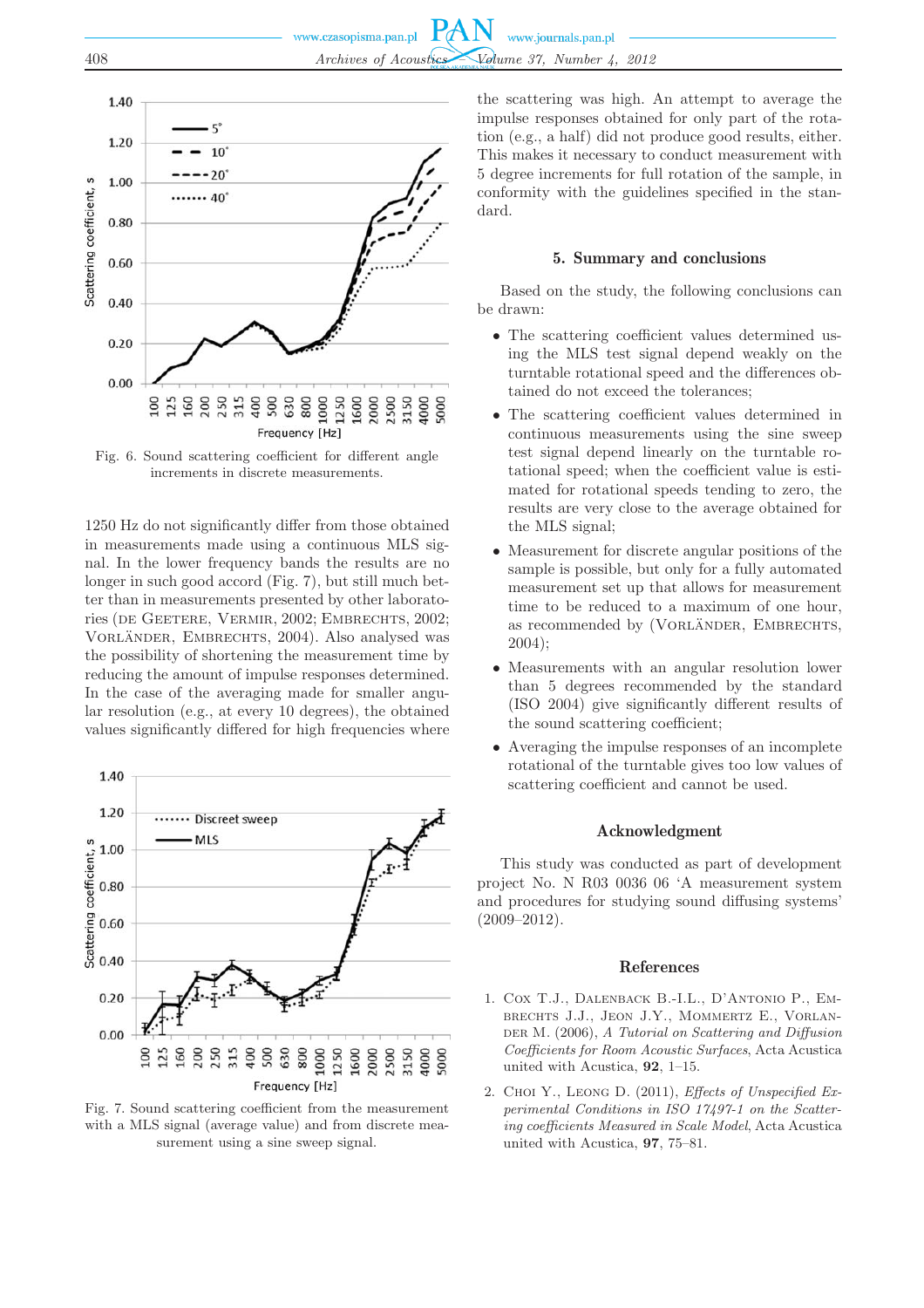Fig. 6. Sound scattering coefficient for different angle increments in discrete measurements.

1250 Hz do not significantly differ from those obtained in measurements made using a continuous MLS signal. In the lower frequency bands the results are no longer in such good accord (Fig. 7), but still much better than in measurements presented by other laboratories (de Geetere, Vermir, 2002; Embrechts, 2002; Vorländer, Embrechts, 2004). Also analysed was the possibility of shortening the measurement time by reducing the amount of impulse responses determined. In the case of the averaging made for smaller angular resolution (e.g., at every 10 degrees), the obtained values significantly differed for high frequencies where the scattering was high. An attempt to average the impulse responses obtained for only part of the rotation (e.g., a half) did not produce good results, either. This makes it necessary to conduct measurement with 5 degree increments for full rotation of the sample, in conformity with the guidelines specified in the standard.

Fig. 7. Sound scattering coefficient from the measurement with a MLS signal (average value) and from discrete measurement using a sine sweep signal.

## 5. Summary and conclusions

Based on the study, the following conclusions can be drawn:

- The scattering coefficient values determined using the MLS test signal depend weakly on the turntable rotational speed and the differences obtained do not exceed the tolerances;
- The scattering coefficient values determined in continuous measurements using the sine sweep test signal depend linearly on the turntable rotational speed; when the coefficient value is estimated for rotational speeds tending to zero, the results are very close to the average obtained for the MLS signal;
- Measurement for discrete angular positions of the sample is possible, but only for a fully automated measurement set up that allows for measurement time to be reduced to a maximum of one hour, as recommended by (Vorländer, Embrechts, 2004);
- Measurements with an angular resolution lower than 5 degrees recommended by the standard (ISO 2004) give significantly different results of the sound scattering coefficient;
- Averaging the impulse responses of an incomplete rotational of the turntable gives too low values of scattering coefficient and cannot be used.

## Acknowledgment

This study was conducted as part of development project No. N R03 0036 06 'A measurement system and procedures for studying sound diffusing systems' (2009–2012).

## References

1. Cox T.J., Dalenback B.-I.L., D'Antonio P., Embrechts J.J., Jeon J.Y., Mommertz E., Vorländer M. (2006), *A Tutorial on Scattering and Diffusion Coefficients for Room Acoustic Surfaces*, Acta Acustica united with Acustica, **92**, 1–15.
2. Choi Y., Leong D. (2011), *Effects of Unspecified Experimental Conditions in ISO 17497-1 on the Scattering coefficients Measured in Scale Model*, Acta Acustica united with Acustica, **97**, 75–81.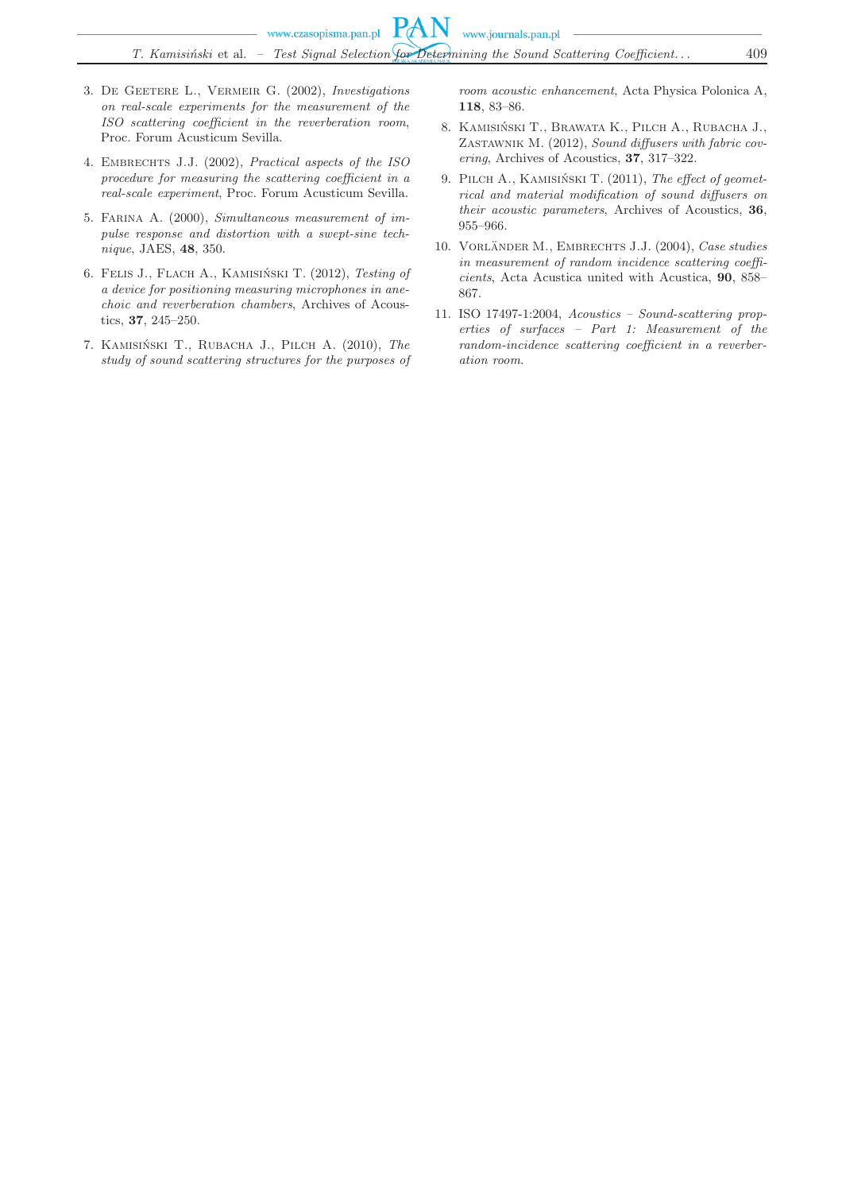3. De Geetere L., Vermeir G. (2002), *Investigations on real-scale experiments for the measurement of the ISO scattering coefficient in the reverberation room*, Proc. Forum Acusticum Sevilla.
4. Embrechts J.J. (2002), *Practical aspects of the ISO procedure for measuring the scattering coefficient in a real-scale experiment*, Proc. Forum Acusticum Sevilla.
5. Farina A. (2000), *Simultaneous measurement of impulse response and distortion with a swept-sine technique*, JAES, **48**, 350.
6. Felis J., Flach A., Kamisiński T. (2012), *Testing of a device for positioning measuring microphones in anechoic and reverberation chambers*, Archives of Acoustics, **37**, 245–250.
7. Kamisiński T., Rubacha J., Pilch A. (2010), *The study of sound scattering structures for the purposes of room acoustic enhancement*, Acta Physica Polonica A, **118**, 83–86.
8. Kamisiński T., Brawata K., Pilch A., Rubacha J., Zastawnik M. (2012), *Sound diffusers with fabric covering*, Archives of Acoustics, **37**, 317–322.
9. Pilch A., Kamisiński T. (2011), *The effect of geometrical and material modification of sound diffusers on their acoustic parameters*, Archives of Acoustics, **36**, 955–966.
10. Vorländer M., Embrechts J.J. (2004), *Case studies in measurement of random incidence scattering coefficients*, Acta Acustica united with Acustica, **90**, 858–867.
11. ISO 17497-1:2004, *Acoustics – Sound-scattering properties of surfaces – Part 1: Measurement of the random-incidence scattering coefficient in a reverberation room*.